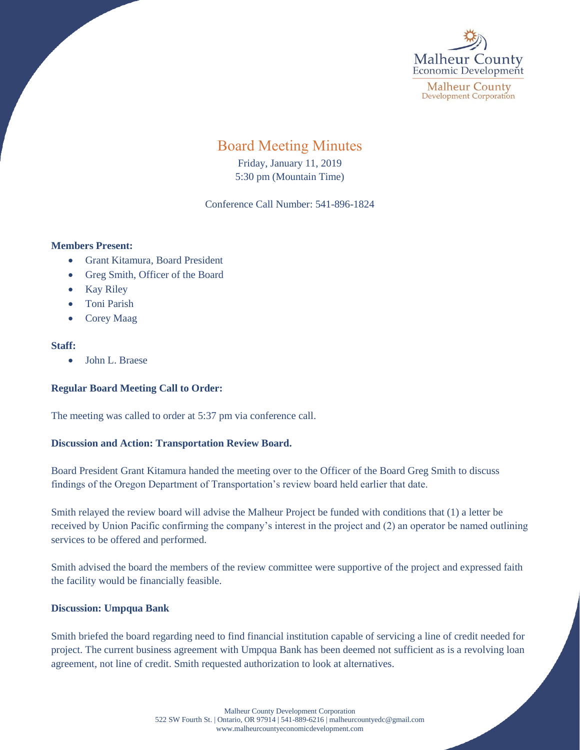Malheur County
Economic Development

Malheur County
Development Corporation

# Board Meeting Minutes

Friday, January 11, 2019
5:30 pm (Mountain Time)

Conference Call Number: 541-896-1824

**Members Present:**

- Grant Kitamura, Board President
- Greg Smith, Officer of the Board
- Kay Riley
- Toni Parish
- Corey Maag

**Staff:**

- John L. Braese

**Regular Board Meeting Call to Order:**

The meeting was called to order at 5:37 pm via conference call.

**Discussion and Action: Transportation Review Board.**

Board President Grant Kitamura handed the meeting over to the Officer of the Board Greg Smith to discuss findings of the Oregon Department of Transportation's review board held earlier that date.

Smith relayed the review board will advise the Malheur Project be funded with conditions that (1) a letter be received by Union Pacific confirming the company's interest in the project and (2) an operator be named outlining services to be offered and performed.

Smith advised the board the members of the review committee were supportive of the project and expressed faith the facility would be financially feasible.

**Discussion: Umpqua Bank**

Smith briefed the board regarding need to find financial institution capable of servicing a line of credit needed for project. The current business agreement with Umpqua Bank has been deemed not sufficient as is a revolving loan agreement, not line of credit. Smith requested authorization to look at alternatives.

Malheur County Development Corporation
522 SW Fourth St. | Ontario, OR 97914 | 541-889-6216 | malheurcountyedc@gmail.com
www.malheurcountyeconomicdevelopment.com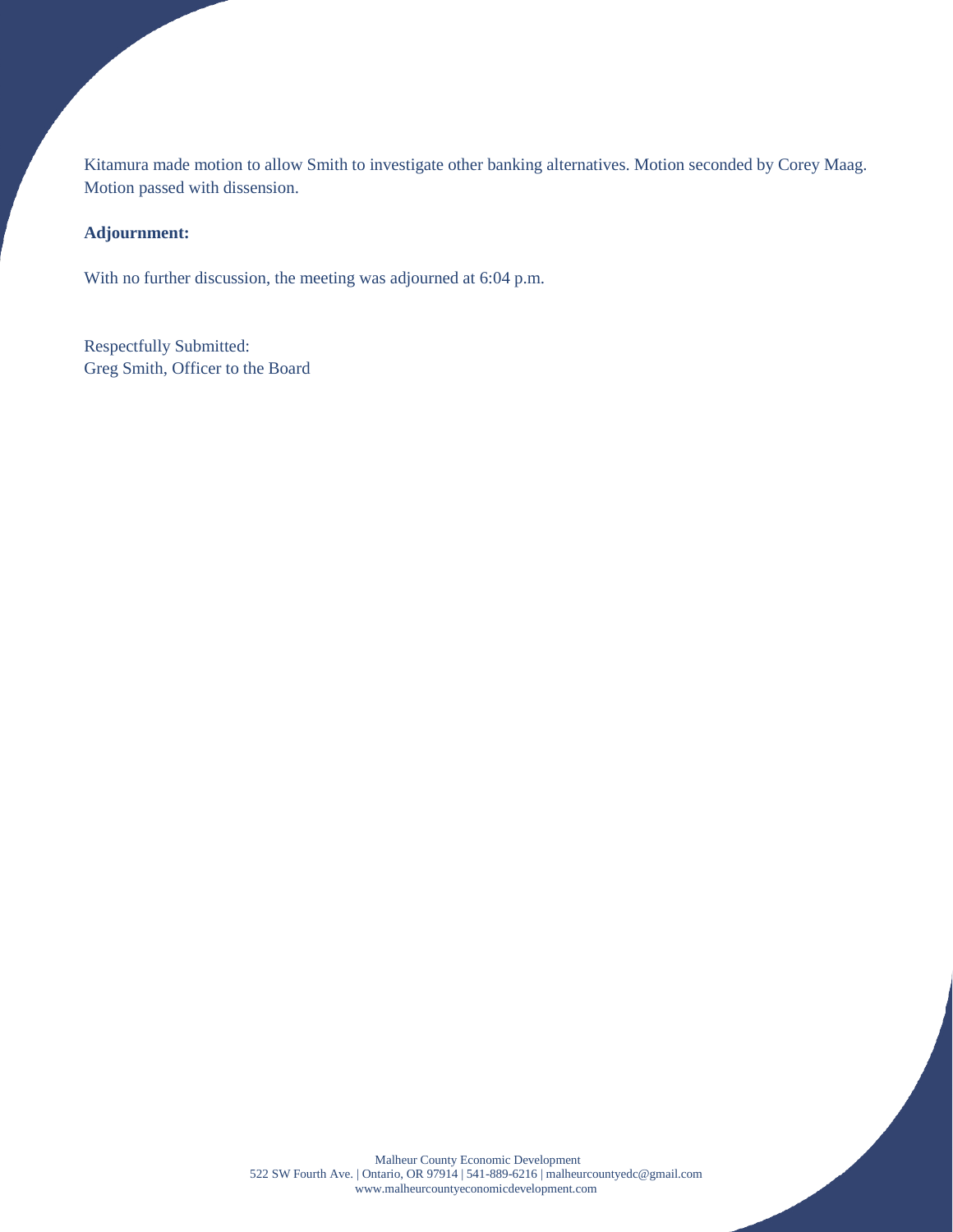Kitamura made motion to allow Smith to investigate other banking alternatives. Motion seconded by Corey Maag. Motion passed with dissension.

**Adjournment:**

With no further discussion, the meeting was adjourned at 6:04 p.m.

Respectfully Submitted:
Greg Smith, Officer to the Board